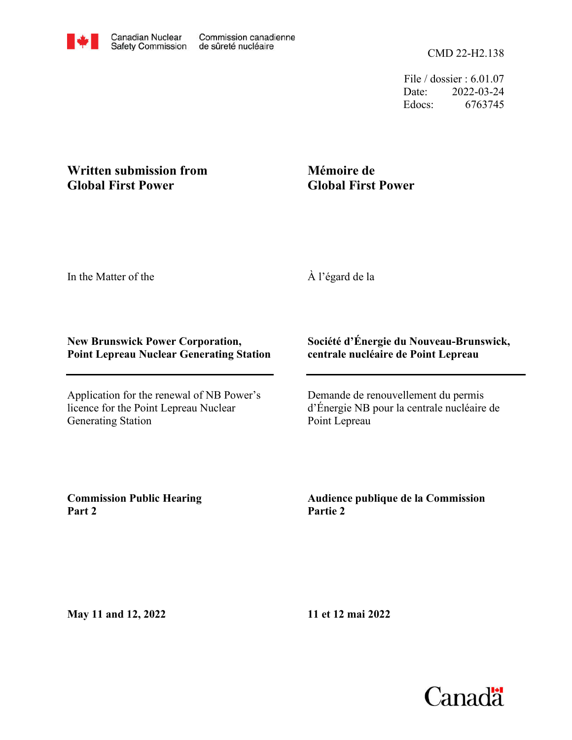Canadian Nuclear Safety Commission / Commission canadienne de sûreté nucléaire

CMD 22-H2.138

File / dossier : 6.01.07
Date: 2022-03-24
Edocs: 6763745

**Written submission from Global First Power**

**Mémoire de Global First Power**

In the Matter of the

À l'égard de la

**New Brunswick Power Corporation, Point Lepreau Nuclear Generating Station**

**Société d'Énergie du Nouveau-Brunswick, centrale nucléaire de Point Lepreau**

Application for the renewal of NB Power's licence for the Point Lepreau Nuclear Generating Station

Demande de renouvellement du permis d'Énergie NB pour la centrale nucléaire de Point Lepreau

**Commission Public Hearing Part 2**

**Audience publique de la Commission Partie 2**

**May 11 and 12, 2022**

**11 et 12 mai 2022**

Canada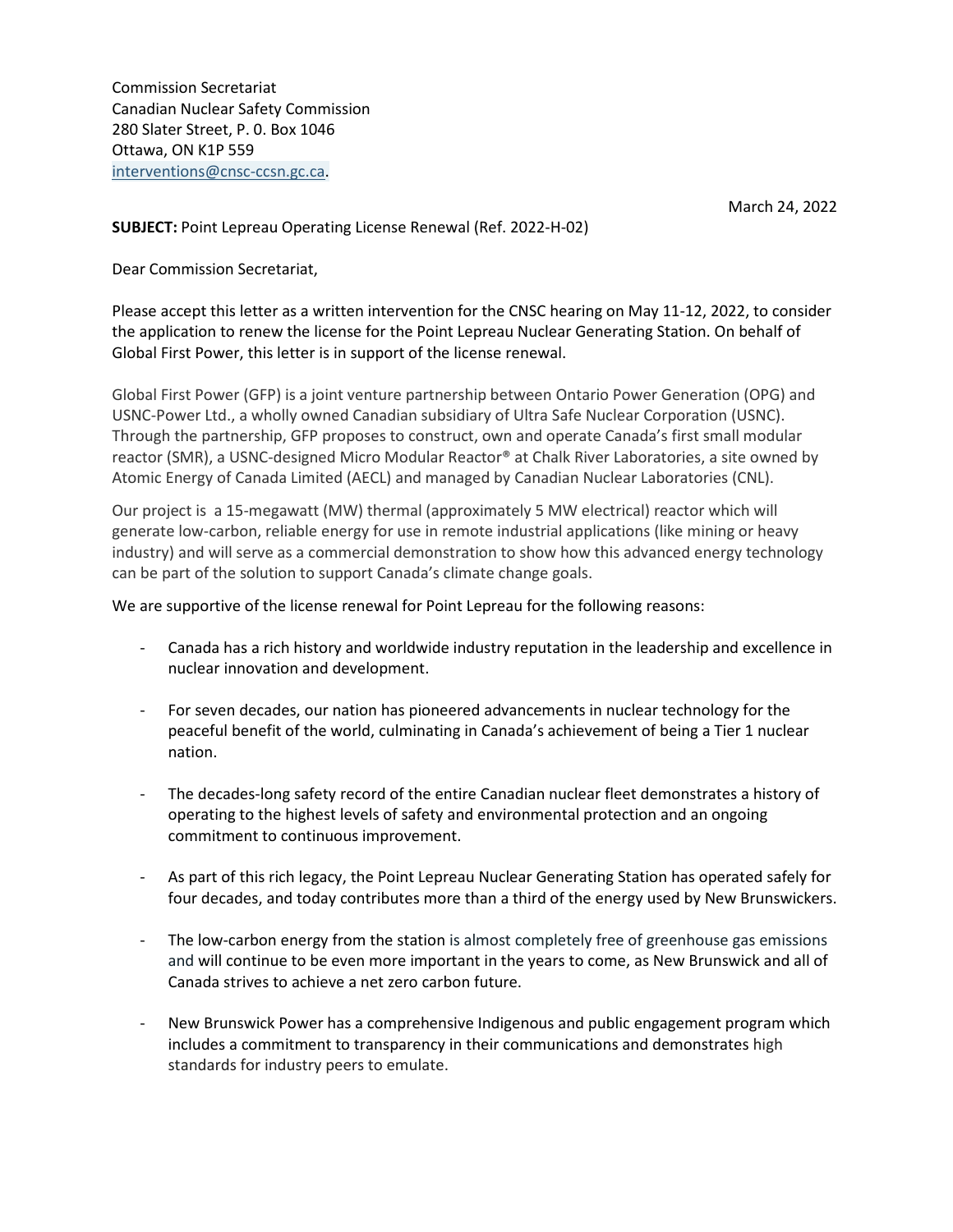Commission Secretariat
Canadian Nuclear Safety Commission
280 Slater Street, P. 0. Box 1046
Ottawa, ON K1P 559
interventions@cnsc-ccsn.gc.ca.

March 24, 2022

**SUBJECT:** Point Lepreau Operating License Renewal (Ref. 2022-H-02)

Dear Commission Secretariat,

Please accept this letter as a written intervention for the CNSC hearing on May 11-12, 2022, to consider the application to renew the license for the Point Lepreau Nuclear Generating Station. On behalf of Global First Power, this letter is in support of the license renewal.

Global First Power (GFP) is a joint venture partnership between Ontario Power Generation (OPG) and USNC-Power Ltd., a wholly owned Canadian subsidiary of Ultra Safe Nuclear Corporation (USNC). Through the partnership, GFP proposes to construct, own and operate Canada's first small modular reactor (SMR), a USNC-designed Micro Modular Reactor® at Chalk River Laboratories, a site owned by Atomic Energy of Canada Limited (AECL) and managed by Canadian Nuclear Laboratories (CNL).

Our project is a 15-megawatt (MW) thermal (approximately 5 MW electrical) reactor which will generate low-carbon, reliable energy for use in remote industrial applications (like mining or heavy industry) and will serve as a commercial demonstration to show how this advanced energy technology can be part of the solution to support Canada's climate change goals.

We are supportive of the license renewal for Point Lepreau for the following reasons:

- Canada has a rich history and worldwide industry reputation in the leadership and excellence in nuclear innovation and development.
- For seven decades, our nation has pioneered advancements in nuclear technology for the peaceful benefit of the world, culminating in Canada's achievement of being a Tier 1 nuclear nation.
- The decades-long safety record of the entire Canadian nuclear fleet demonstrates a history of operating to the highest levels of safety and environmental protection and an ongoing commitment to continuous improvement.
- As part of this rich legacy, the Point Lepreau Nuclear Generating Station has operated safely for four decades, and today contributes more than a third of the energy used by New Brunswickers.
- The low-carbon energy from the station is almost completely free of greenhouse gas emissions and will continue to be even more important in the years to come, as New Brunswick and all of Canada strives to achieve a net zero carbon future.
- New Brunswick Power has a comprehensive Indigenous and public engagement program which includes a commitment to transparency in their communications and demonstrates high standards for industry peers to emulate.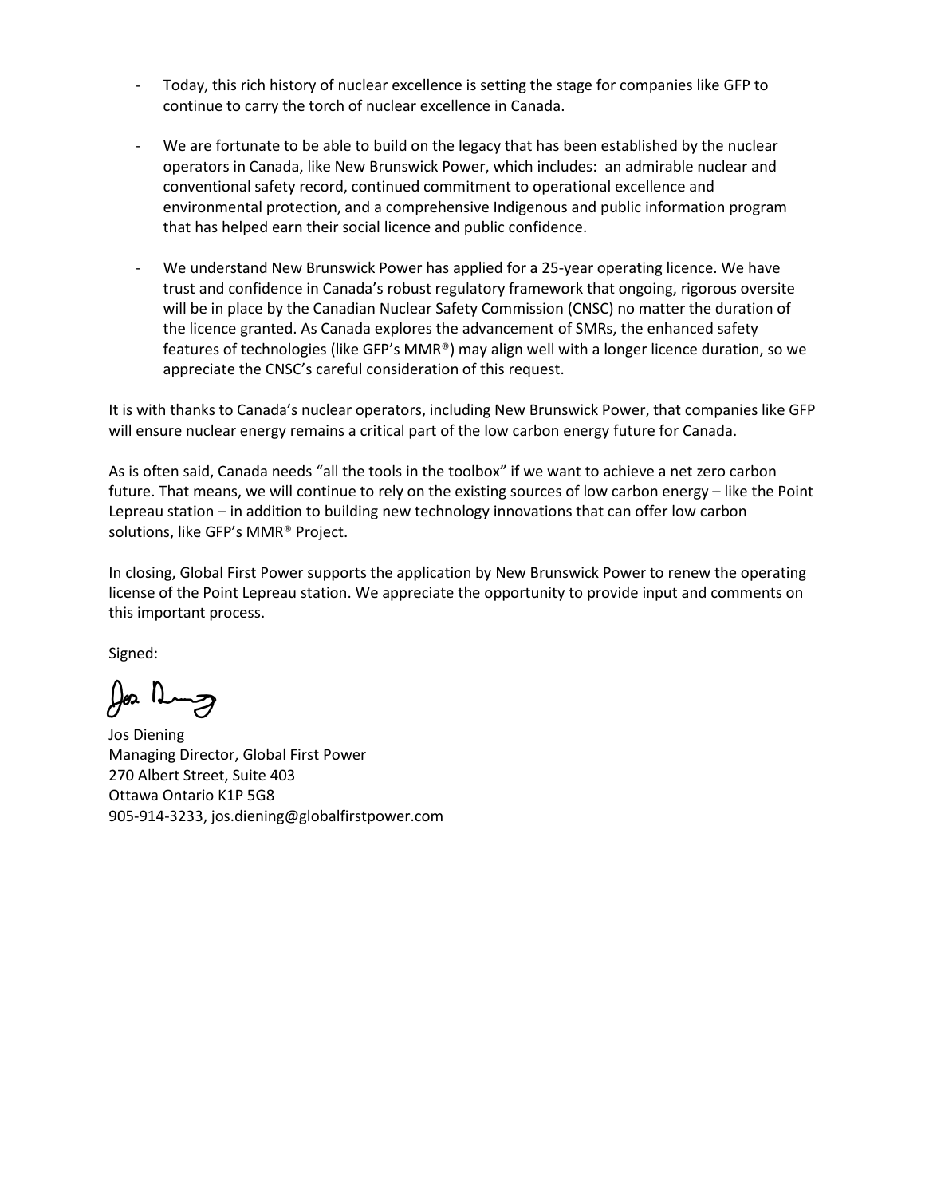- Today, this rich history of nuclear excellence is setting the stage for companies like GFP to continue to carry the torch of nuclear excellence in Canada.

- We are fortunate to be able to build on the legacy that has been established by the nuclear operators in Canada, like New Brunswick Power, which includes: an admirable nuclear and conventional safety record, continued commitment to operational excellence and environmental protection, and a comprehensive Indigenous and public information program that has helped earn their social licence and public confidence.

- We understand New Brunswick Power has applied for a 25-year operating licence. We have trust and confidence in Canada's robust regulatory framework that ongoing, rigorous oversite will be in place by the Canadian Nuclear Safety Commission (CNSC) no matter the duration of the licence granted. As Canada explores the advancement of SMRs, the enhanced safety features of technologies (like GFP's MMR®) may align well with a longer licence duration, so we appreciate the CNSC's careful consideration of this request.

It is with thanks to Canada's nuclear operators, including New Brunswick Power, that companies like GFP will ensure nuclear energy remains a critical part of the low carbon energy future for Canada.

As is often said, Canada needs "all the tools in the toolbox" if we want to achieve a net zero carbon future. That means, we will continue to rely on the existing sources of low carbon energy – like the Point Lepreau station – in addition to building new technology innovations that can offer low carbon solutions, like GFP's MMR® Project.

In closing, Global First Power supports the application by New Brunswick Power to renew the operating license of the Point Lepreau station. We appreciate the opportunity to provide input and comments on this important process.

Signed:

Jos Diening
Managing Director, Global First Power
270 Albert Street, Suite 403
Ottawa Ontario K1P 5G8
905-914-3233, jos.diening@globalfirstpower.com